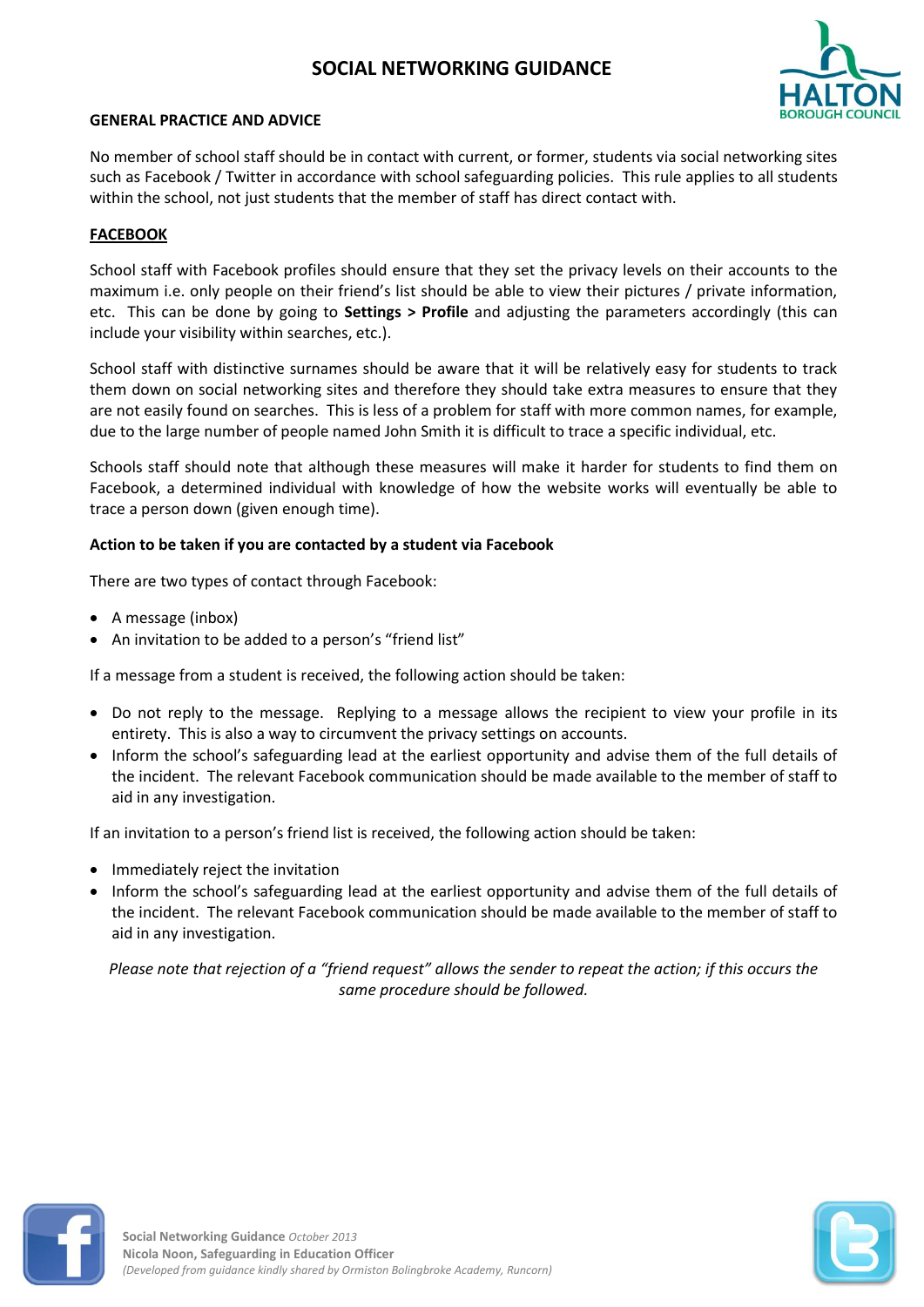# SOCIAL NETWORKING GUIDANCE

**GENERAL PRACTICE AND ADVICE**

No member of school staff should be in contact with current, or former, students via social networking sites such as Facebook / Twitter in accordance with school safeguarding policies. This rule applies to all students within the school, not just students that the member of staff has direct contact with.

## FACEBOOK

School staff with Facebook profiles should ensure that they set the privacy levels on their accounts to the maximum i.e. only people on their friend's list should be able to view their pictures / private information, etc. This can be done by going to **Settings > Profile** and adjusting the parameters accordingly (this can include your visibility within searches, etc.).

School staff with distinctive surnames should be aware that it will be relatively easy for students to track them down on social networking sites and therefore they should take extra measures to ensure that they are not easily found on searches. This is less of a problem for staff with more common names, for example, due to the large number of people named John Smith it is difficult to trace a specific individual, etc.

Schools staff should note that although these measures will make it harder for students to find them on Facebook, a determined individual with knowledge of how the website works will eventually be able to trace a person down (given enough time).

**Action to be taken if you are contacted by a student via Facebook**

There are two types of contact through Facebook:

- A message (inbox)
- An invitation to be added to a person's "friend list"

If a message from a student is received, the following action should be taken:

- Do not reply to the message. Replying to a message allows the recipient to view your profile in its entirety. This is also a way to circumvent the privacy settings on accounts.
- Inform the school's safeguarding lead at the earliest opportunity and advise them of the full details of the incident. The relevant Facebook communication should be made available to the member of staff to aid in any investigation.

If an invitation to a person's friend list is received, the following action should be taken:

- Immediately reject the invitation
- Inform the school's safeguarding lead at the earliest opportunity and advise them of the full details of the incident. The relevant Facebook communication should be made available to the member of staff to aid in any investigation.

*Please note that rejection of a "friend request" allows the sender to repeat the action; if this occurs the same procedure should be followed.*

**Social Networking Guidance** *October 2013*
**Nicola Noon, Safeguarding in Education Officer**
*(Developed from guidance kindly shared by Ormiston Bolingbroke Academy, Runcorn)*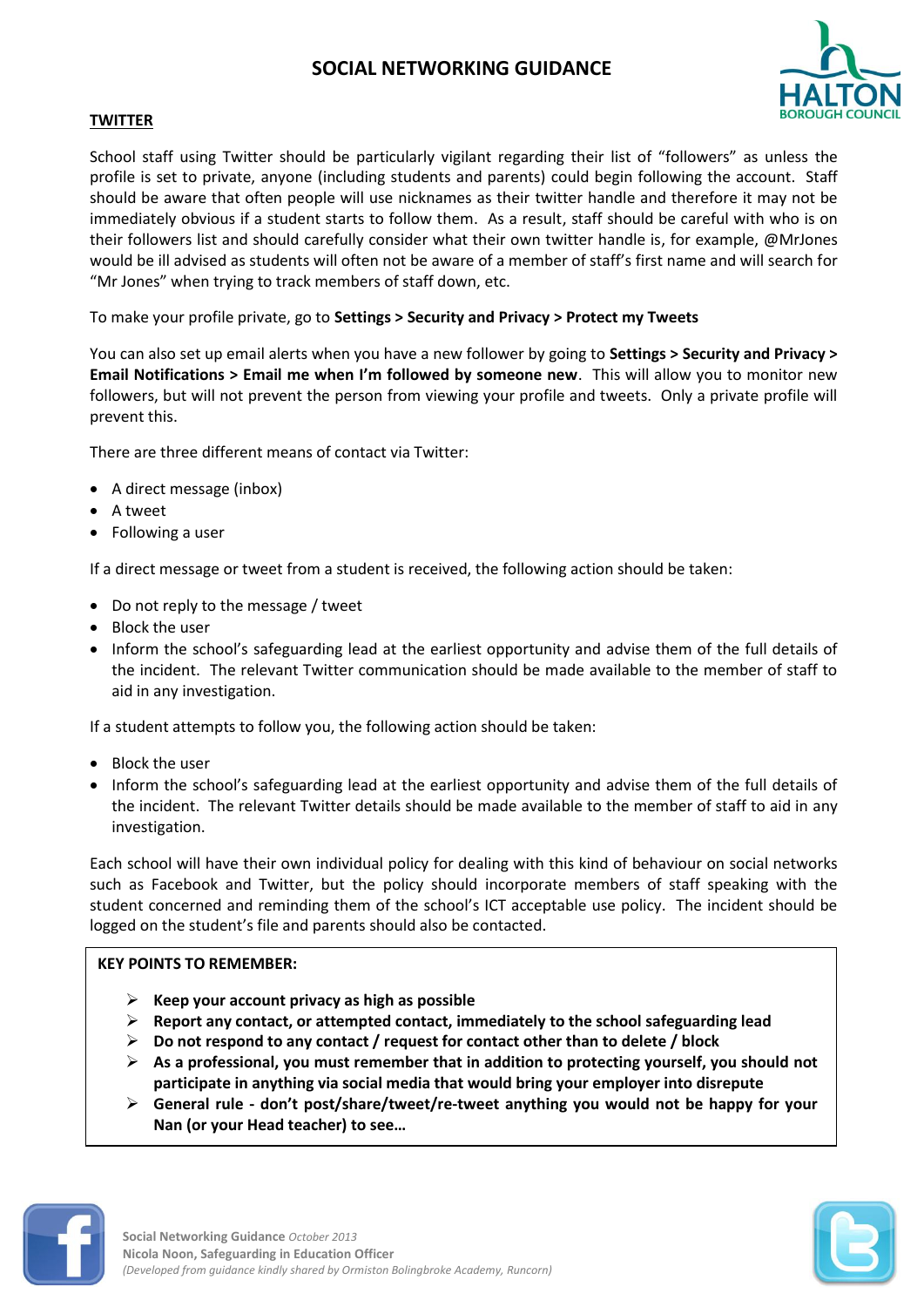# SOCIAL NETWORKING GUIDANCE

## TWITTER

School staff using Twitter should be particularly vigilant regarding their list of "followers" as unless the profile is set to private, anyone (including students and parents) could begin following the account. Staff should be aware that often people will use nicknames as their twitter handle and therefore it may not be immediately obvious if a student starts to follow them. As a result, staff should be careful with who is on their followers list and should carefully consider what their own twitter handle is, for example, @MrJones would be ill advised as students will often not be aware of a member of staff's first name and will search for "Mr Jones" when trying to track members of staff down, etc.

To make your profile private, go to **Settings > Security and Privacy > Protect my Tweets**

You can also set up email alerts when you have a new follower by going to **Settings > Security and Privacy > Email Notifications > Email me when I'm followed by someone new**. This will allow you to monitor new followers, but will not prevent the person from viewing your profile and tweets. Only a private profile will prevent this.

There are three different means of contact via Twitter:

- A direct message (inbox)
- A tweet
- Following a user

If a direct message or tweet from a student is received, the following action should be taken:

- Do not reply to the message / tweet
- Block the user
- Inform the school's safeguarding lead at the earliest opportunity and advise them of the full details of the incident. The relevant Twitter communication should be made available to the member of staff to aid in any investigation.

If a student attempts to follow you, the following action should be taken:

- Block the user
- Inform the school's safeguarding lead at the earliest opportunity and advise them of the full details of the incident. The relevant Twitter details should be made available to the member of staff to aid in any investigation.

Each school will have their own individual policy for dealing with this kind of behaviour on social networks such as Facebook and Twitter, but the policy should incorporate members of staff speaking with the student concerned and reminding them of the school's ICT acceptable use policy. The incident should be logged on the student's file and parents should also be contacted.

**KEY POINTS TO REMEMBER:**

- **Keep your account privacy as high as possible**
- **Report any contact, or attempted contact, immediately to the school safeguarding lead**
- **Do not respond to any contact / request for contact other than to delete / block**
- **As a professional, you must remember that in addition to protecting yourself, you should not participate in anything via social media that would bring your employer into disrepute**
- **General rule - don't post/share/tweet/re-tweet anything you would not be happy for your Nan (or your Head teacher) to see…**

**Social Networking Guidance** *October 2013*
**Nicola Noon, Safeguarding in Education Officer**
*(Developed from guidance kindly shared by Ormiston Bolingbroke Academy, Runcorn)*